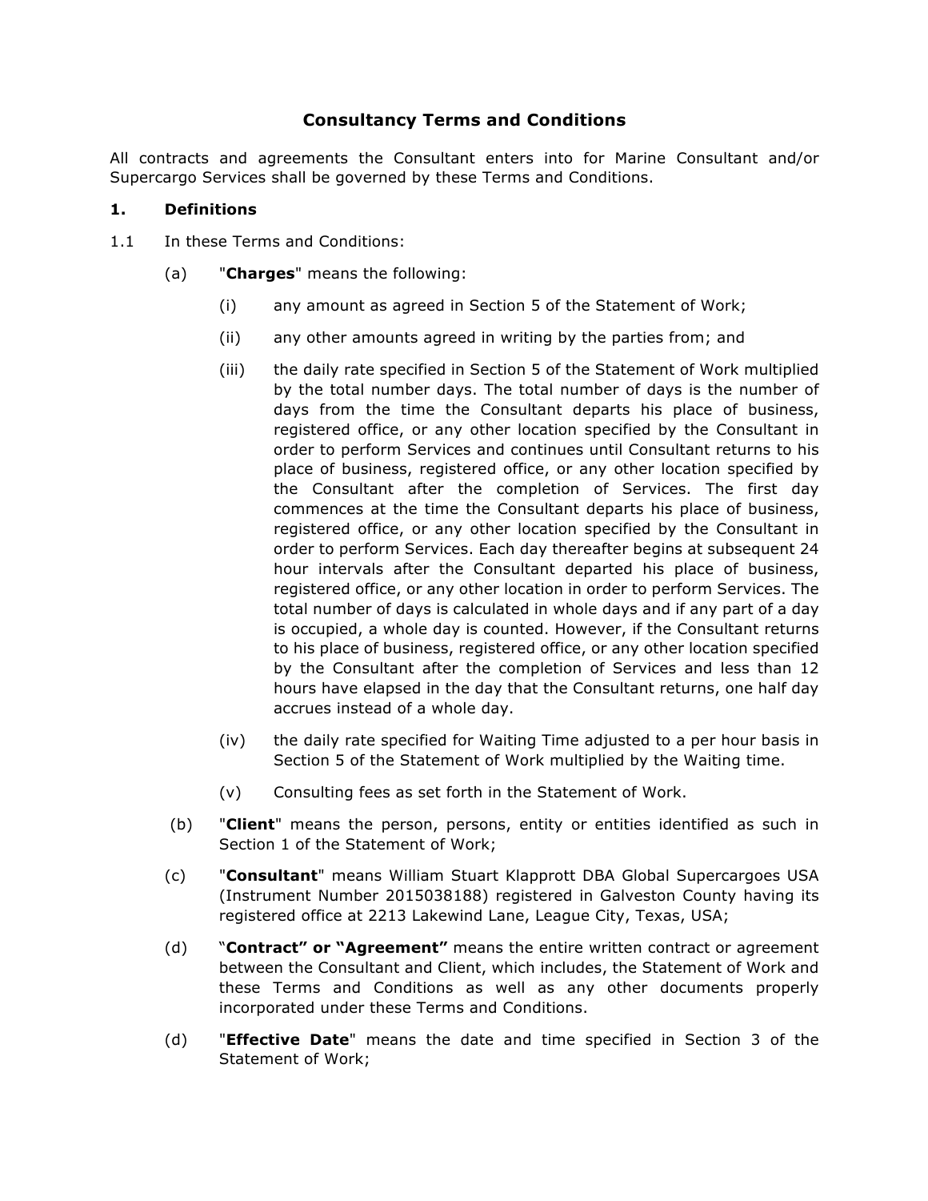# Consultancy Terms and Conditions

All contracts and agreements the Consultant enters into for Marine Consultant and/or Supercargo Services shall be governed by these Terms and Conditions.

## 1. Definitions

1.1 In these Terms and Conditions:

(a) "**Charges**" means the following:

(i) any amount as agreed in Section 5 of the Statement of Work;

(ii) any other amounts agreed in writing by the parties from; and

(iii) the daily rate specified in Section 5 of the Statement of Work multiplied by the total number days. The total number of days is the number of days from the time the Consultant departs his place of business, registered office, or any other location specified by the Consultant in order to perform Services and continues until Consultant returns to his place of business, registered office, or any other location specified by the Consultant after the completion of Services. The first day commences at the time the Consultant departs his place of business, registered office, or any other location specified by the Consultant in order to perform Services. Each day thereafter begins at subsequent 24 hour intervals after the Consultant departed his place of business, registered office, or any other location in order to perform Services. The total number of days is calculated in whole days and if any part of a day is occupied, a whole day is counted. However, if the Consultant returns to his place of business, registered office, or any other location specified by the Consultant after the completion of Services and less than 12 hours have elapsed in the day that the Consultant returns, one half day accrues instead of a whole day.

(iv) the daily rate specified for Waiting Time adjusted to a per hour basis in Section 5 of the Statement of Work multiplied by the Waiting time.

(v) Consulting fees as set forth in the Statement of Work.

(b) "**Client**" means the person, persons, entity or entities identified as such in Section 1 of the Statement of Work;

(c) "**Consultant**" means William Stuart Klapprott DBA Global Supercargoes USA (Instrument Number 2015038188) registered in Galveston County having its registered office at 2213 Lakewind Lane, League City, Texas, USA;

(d) "**Contract" or "Agreement"** means the entire written contract or agreement between the Consultant and Client, which includes, the Statement of Work and these Terms and Conditions as well as any other documents properly incorporated under these Terms and Conditions.

(d) "**Effective Date**" means the date and time specified in Section 3 of the Statement of Work;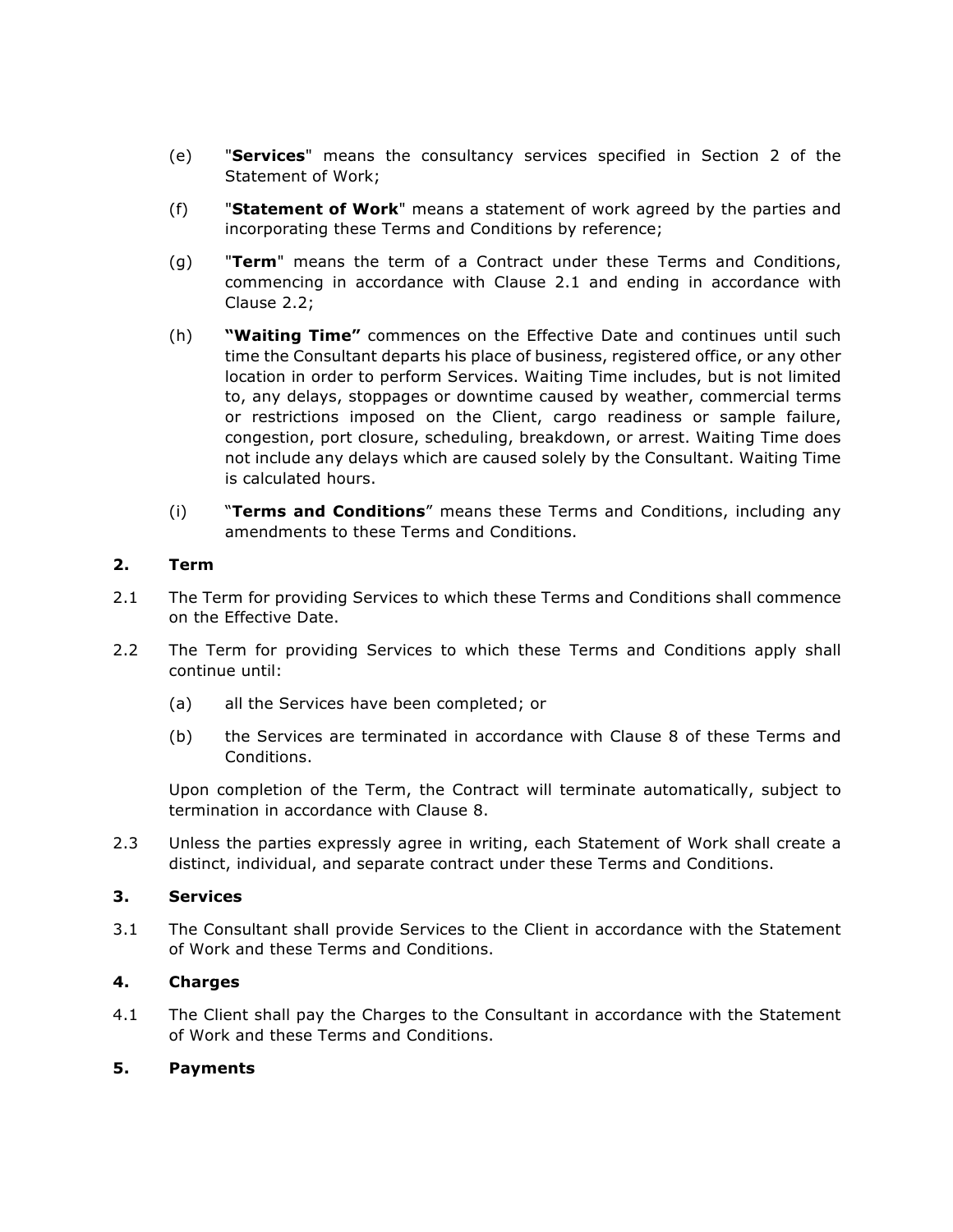(e) "**Services**" means the consultancy services specified in Section 2 of the Statement of Work;

(f) "**Statement of Work**" means a statement of work agreed by the parties and incorporating these Terms and Conditions by reference;

(g) "**Term**" means the term of a Contract under these Terms and Conditions, commencing in accordance with Clause 2.1 and ending in accordance with Clause 2.2;

(h) **"Waiting Time"** commences on the Effective Date and continues until such time the Consultant departs his place of business, registered office, or any other location in order to perform Services. Waiting Time includes, but is not limited to, any delays, stoppages or downtime caused by weather, commercial terms or restrictions imposed on the Client, cargo readiness or sample failure, congestion, port closure, scheduling, breakdown, or arrest. Waiting Time does not include any delays which are caused solely by the Consultant. Waiting Time is calculated hours.

(i) "**Terms and Conditions**" means these Terms and Conditions, including any amendments to these Terms and Conditions.

## 2. Term

2.1 The Term for providing Services to which these Terms and Conditions shall commence on the Effective Date.

2.2 The Term for providing Services to which these Terms and Conditions apply shall continue until:

(a) all the Services have been completed; or

(b) the Services are terminated in accordance with Clause 8 of these Terms and Conditions.

Upon completion of the Term, the Contract will terminate automatically, subject to termination in accordance with Clause 8.

2.3 Unless the parties expressly agree in writing, each Statement of Work shall create a distinct, individual, and separate contract under these Terms and Conditions.

## 3. Services

3.1 The Consultant shall provide Services to the Client in accordance with the Statement of Work and these Terms and Conditions.

## 4. Charges

4.1 The Client shall pay the Charges to the Consultant in accordance with the Statement of Work and these Terms and Conditions.

## 5. Payments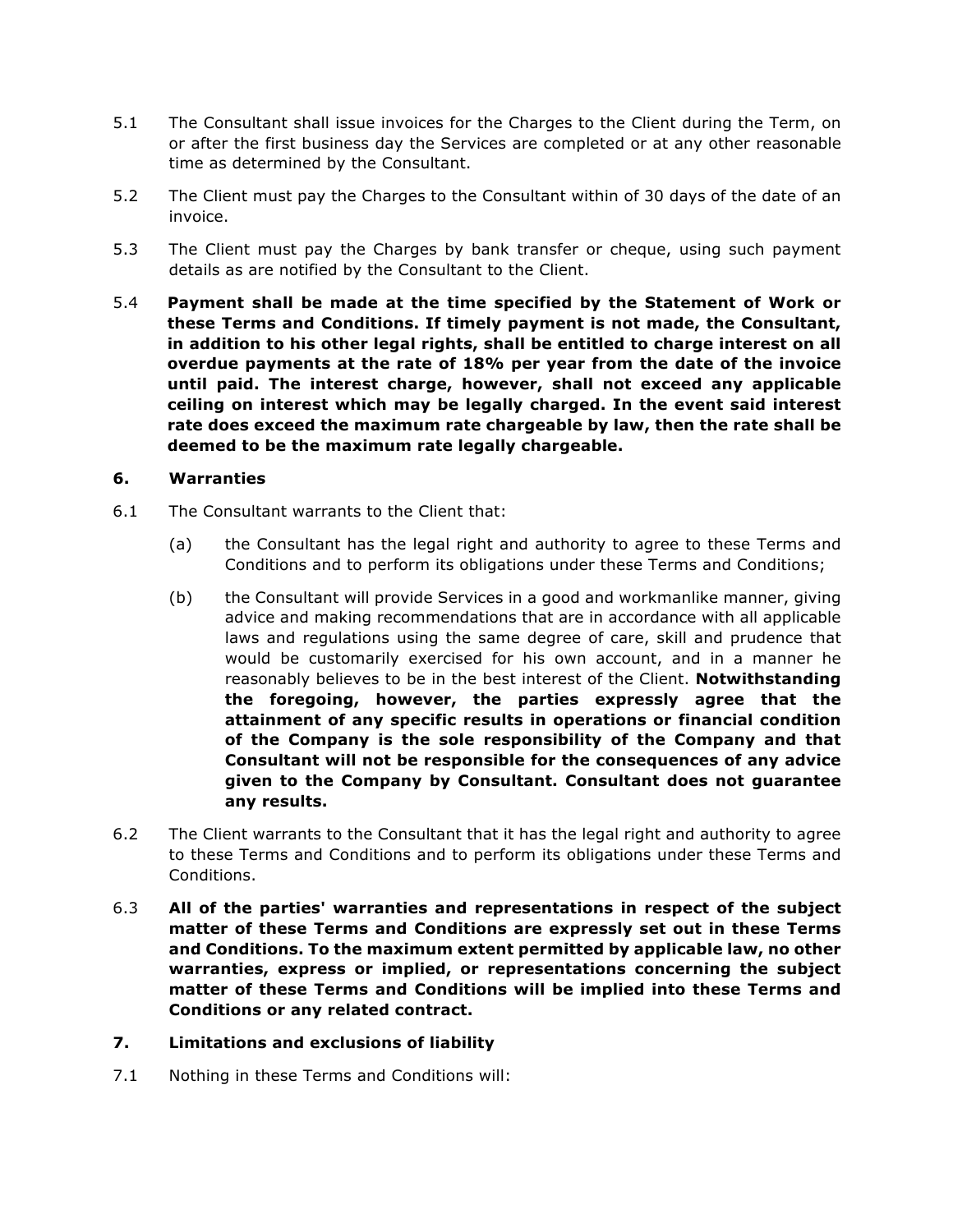5.1 The Consultant shall issue invoices for the Charges to the Client during the Term, on or after the first business day the Services are completed or at any other reasonable time as determined by the Consultant.

5.2 The Client must pay the Charges to the Consultant within of 30 days of the date of an invoice.

5.3 The Client must pay the Charges by bank transfer or cheque, using such payment details as are notified by the Consultant to the Client.

5.4 **Payment shall be made at the time specified by the Statement of Work or these Terms and Conditions. If timely payment is not made, the Consultant, in addition to his other legal rights, shall be entitled to charge interest on all overdue payments at the rate of 18% per year from the date of the invoice until paid. The interest charge, however, shall not exceed any applicable ceiling on interest which may be legally charged. In the event said interest rate does exceed the maximum rate chargeable by law, then the rate shall be deemed to be the maximum rate legally chargeable.**

## 6. Warranties

6.1 The Consultant warrants to the Client that:

(a) the Consultant has the legal right and authority to agree to these Terms and Conditions and to perform its obligations under these Terms and Conditions;

(b) the Consultant will provide Services in a good and workmanlike manner, giving advice and making recommendations that are in accordance with all applicable laws and regulations using the same degree of care, skill and prudence that would be customarily exercised for his own account, and in a manner he reasonably believes to be in the best interest of the Client. **Notwithstanding the foregoing, however, the parties expressly agree that the attainment of any specific results in operations or financial condition of the Company is the sole responsibility of the Company and that Consultant will not be responsible for the consequences of any advice given to the Company by Consultant. Consultant does not guarantee any results.**

6.2 The Client warrants to the Consultant that it has the legal right and authority to agree to these Terms and Conditions and to perform its obligations under these Terms and Conditions.

6.3 **All of the parties' warranties and representations in respect of the subject matter of these Terms and Conditions are expressly set out in these Terms and Conditions. To the maximum extent permitted by applicable law, no other warranties, express or implied, or representations concerning the subject matter of these Terms and Conditions will be implied into these Terms and Conditions or any related contract.**

## 7. Limitations and exclusions of liability

7.1 Nothing in these Terms and Conditions will: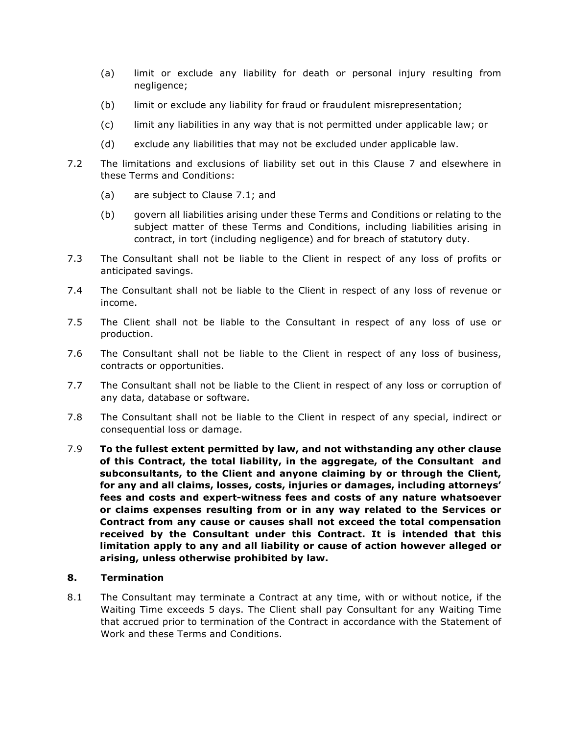(a) limit or exclude any liability for death or personal injury resulting from negligence;

(b) limit or exclude any liability for fraud or fraudulent misrepresentation;

(c) limit any liabilities in any way that is not permitted under applicable law; or

(d) exclude any liabilities that may not be excluded under applicable law.

7.2 The limitations and exclusions of liability set out in this Clause 7 and elsewhere in these Terms and Conditions:

(a) are subject to Clause 7.1; and

(b) govern all liabilities arising under these Terms and Conditions or relating to the subject matter of these Terms and Conditions, including liabilities arising in contract, in tort (including negligence) and for breach of statutory duty.

7.3 The Consultant shall not be liable to the Client in respect of any loss of profits or anticipated savings.

7.4 The Consultant shall not be liable to the Client in respect of any loss of revenue or income.

7.5 The Client shall not be liable to the Consultant in respect of any loss of use or production.

7.6 The Consultant shall not be liable to the Client in respect of any loss of business, contracts or opportunities.

7.7 The Consultant shall not be liable to the Client in respect of any loss or corruption of any data, database or software.

7.8 The Consultant shall not be liable to the Client in respect of any special, indirect or consequential loss or damage.

7.9 **To the fullest extent permitted by law, and not withstanding any other clause of this Contract, the total liability, in the aggregate, of the Consultant and subconsultants, to the Client and anyone claiming by or through the Client, for any and all claims, losses, costs, injuries or damages, including attorneys' fees and costs and expert-witness fees and costs of any nature whatsoever or claims expenses resulting from or in any way related to the Services or Contract from any cause or causes shall not exceed the total compensation received by the Consultant under this Contract. It is intended that this limitation apply to any and all liability or cause of action however alleged or arising, unless otherwise prohibited by law.**

## 8. Termination

8.1 The Consultant may terminate a Contract at any time, with or without notice, if the Waiting Time exceeds 5 days. The Client shall pay Consultant for any Waiting Time that accrued prior to termination of the Contract in accordance with the Statement of Work and these Terms and Conditions.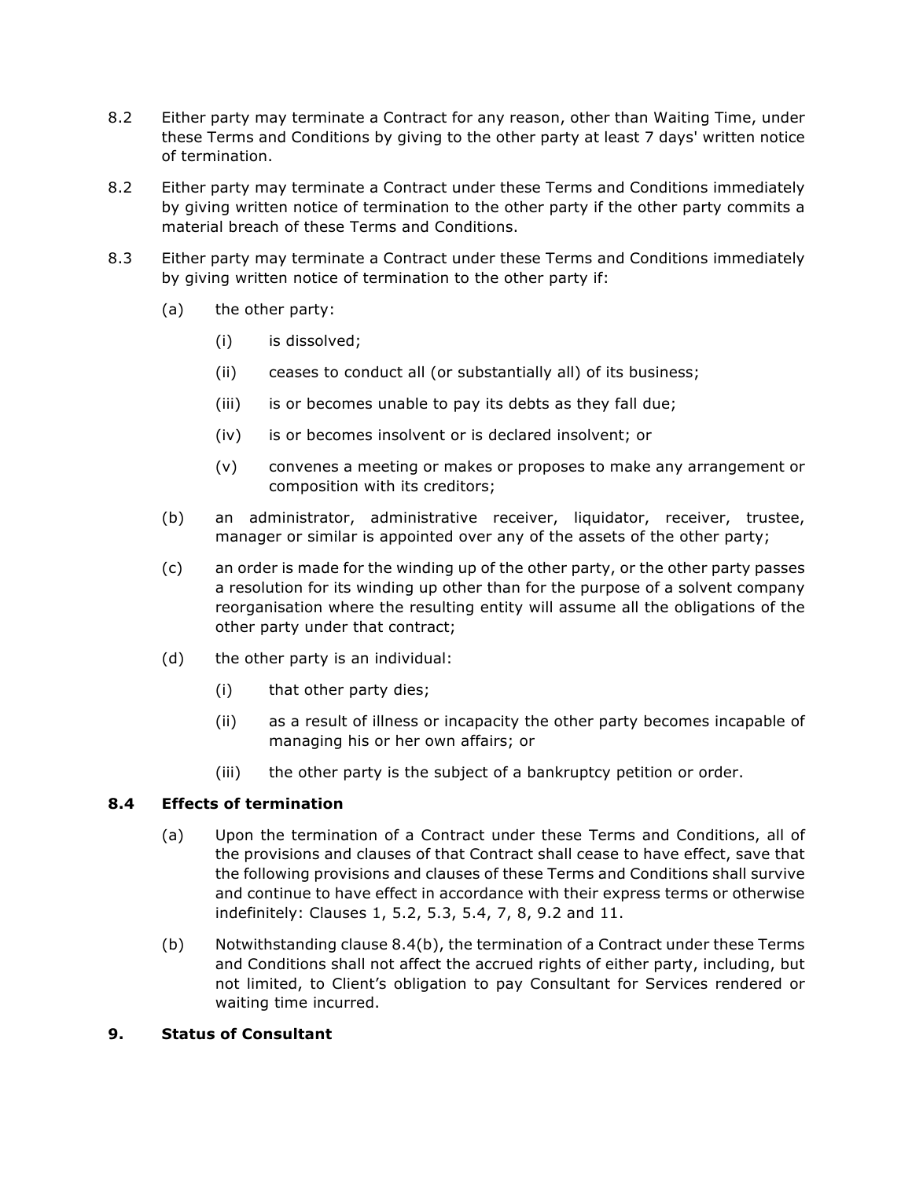8.2 Either party may terminate a Contract for any reason, other than Waiting Time, under these Terms and Conditions by giving to the other party at least 7 days' written notice of termination.

8.2 Either party may terminate a Contract under these Terms and Conditions immediately by giving written notice of termination to the other party if the other party commits a material breach of these Terms and Conditions.

8.3 Either party may terminate a Contract under these Terms and Conditions immediately by giving written notice of termination to the other party if:

- (a) the other party:
  - (i) is dissolved;
  - (ii) ceases to conduct all (or substantially all) of its business;
  - (iii) is or becomes unable to pay its debts as they fall due;
  - (iv) is or becomes insolvent or is declared insolvent; or
  - (v) convenes a meeting or makes or proposes to make any arrangement or composition with its creditors;
- (b) an administrator, administrative receiver, liquidator, receiver, trustee, manager or similar is appointed over any of the assets of the other party;
- (c) an order is made for the winding up of the other party, or the other party passes a resolution for its winding up other than for the purpose of a solvent company reorganisation where the resulting entity will assume all the obligations of the other party under that contract;
- (d) the other party is an individual:
  - (i) that other party dies;
  - (ii) as a result of illness or incapacity the other party becomes incapable of managing his or her own affairs; or
  - (iii) the other party is the subject of a bankruptcy petition or order.

**8.4 Effects of termination**

- (a) Upon the termination of a Contract under these Terms and Conditions, all of the provisions and clauses of that Contract shall cease to have effect, save that the following provisions and clauses of these Terms and Conditions shall survive and continue to have effect in accordance with their express terms or otherwise indefinitely: Clauses 1, 5.2, 5.3, 5.4, 7, 8, 9.2 and 11.
- (b) Notwithstanding clause 8.4(b), the termination of a Contract under these Terms and Conditions shall not affect the accrued rights of either party, including, but not limited, to Client's obligation to pay Consultant for Services rendered or waiting time incurred.

## 9. Status of Consultant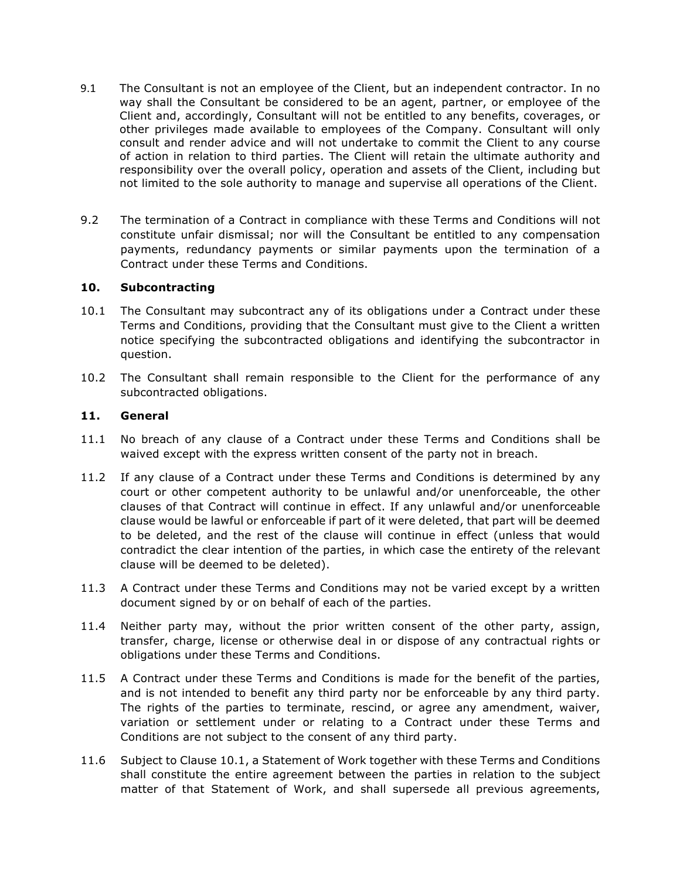9.1 The Consultant is not an employee of the Client, but an independent contractor. In no way shall the Consultant be considered to be an agent, partner, or employee of the Client and, accordingly, Consultant will not be entitled to any benefits, coverages, or other privileges made available to employees of the Company. Consultant will only consult and render advice and will not undertake to commit the Client to any course of action in relation to third parties. The Client will retain the ultimate authority and responsibility over the overall policy, operation and assets of the Client, including but not limited to the sole authority to manage and supervise all operations of the Client.

9.2 The termination of a Contract in compliance with these Terms and Conditions will not constitute unfair dismissal; nor will the Consultant be entitled to any compensation payments, redundancy payments or similar payments upon the termination of a Contract under these Terms and Conditions.

## 10. Subcontracting

10.1 The Consultant may subcontract any of its obligations under a Contract under these Terms and Conditions, providing that the Consultant must give to the Client a written notice specifying the subcontracted obligations and identifying the subcontractor in question.

10.2 The Consultant shall remain responsible to the Client for the performance of any subcontracted obligations.

## 11. General

11.1 No breach of any clause of a Contract under these Terms and Conditions shall be waived except with the express written consent of the party not in breach.

11.2 If any clause of a Contract under these Terms and Conditions is determined by any court or other competent authority to be unlawful and/or unenforceable, the other clauses of that Contract will continue in effect. If any unlawful and/or unenforceable clause would be lawful or enforceable if part of it were deleted, that part will be deemed to be deleted, and the rest of the clause will continue in effect (unless that would contradict the clear intention of the parties, in which case the entirety of the relevant clause will be deemed to be deleted).

11.3 A Contract under these Terms and Conditions may not be varied except by a written document signed by or on behalf of each of the parties.

11.4 Neither party may, without the prior written consent of the other party, assign, transfer, charge, license or otherwise deal in or dispose of any contractual rights or obligations under these Terms and Conditions.

11.5 A Contract under these Terms and Conditions is made for the benefit of the parties, and is not intended to benefit any third party nor be enforceable by any third party. The rights of the parties to terminate, rescind, or agree any amendment, waiver, variation or settlement under or relating to a Contract under these Terms and Conditions are not subject to the consent of any third party.

11.6 Subject to Clause 10.1, a Statement of Work together with these Terms and Conditions shall constitute the entire agreement between the parties in relation to the subject matter of that Statement of Work, and shall supersede all previous agreements,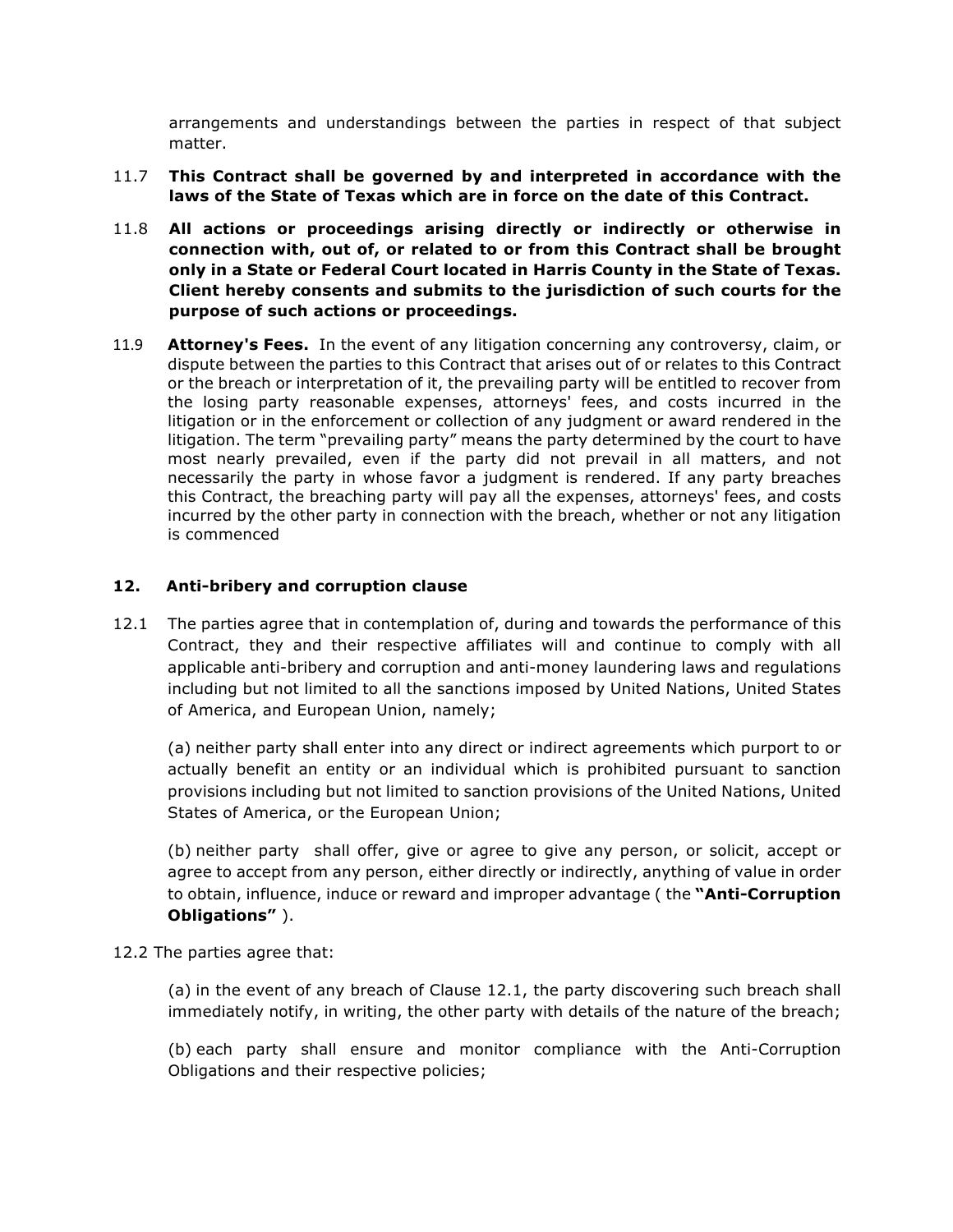arrangements and understandings between the parties in respect of that subject matter.

11.7 **This Contract shall be governed by and interpreted in accordance with the laws of the State of Texas which are in force on the date of this Contract.**

11.8 **All actions or proceedings arising directly or indirectly or otherwise in connection with, out of, or related to or from this Contract shall be brought only in a State or Federal Court located in Harris County in the State of Texas. Client hereby consents and submits to the jurisdiction of such courts for the purpose of such actions or proceedings.**

11.9 **Attorney's Fees.** In the event of any litigation concerning any controversy, claim, or dispute between the parties to this Contract that arises out of or relates to this Contract or the breach or interpretation of it, the prevailing party will be entitled to recover from the losing party reasonable expenses, attorneys' fees, and costs incurred in the litigation or in the enforcement or collection of any judgment or award rendered in the litigation. The term "prevailing party" means the party determined by the court to have most nearly prevailed, even if the party did not prevail in all matters, and not necessarily the party in whose favor a judgment is rendered. If any party breaches this Contract, the breaching party will pay all the expenses, attorneys' fees, and costs incurred by the other party in connection with the breach, whether or not any litigation is commenced

## 12. Anti-bribery and corruption clause

12.1 The parties agree that in contemplation of, during and towards the performance of this Contract, they and their respective affiliates will and continue to comply with all applicable anti-bribery and corruption and anti-money laundering laws and regulations including but not limited to all the sanctions imposed by United Nations, United States of America, and European Union, namely;

(a) neither party shall enter into any direct or indirect agreements which purport to or actually benefit an entity or an individual which is prohibited pursuant to sanction provisions including but not limited to sanction provisions of the United Nations, United States of America, or the European Union;

(b) neither party shall offer, give or agree to give any person, or solicit, accept or agree to accept from any person, either directly or indirectly, anything of value in order to obtain, influence, induce or reward and improper advantage ( the **"Anti-Corruption Obligations"** ).

12.2 The parties agree that:

(a) in the event of any breach of Clause 12.1, the party discovering such breach shall immediately notify, in writing, the other party with details of the nature of the breach;

(b) each party shall ensure and monitor compliance with the Anti-Corruption Obligations and their respective policies;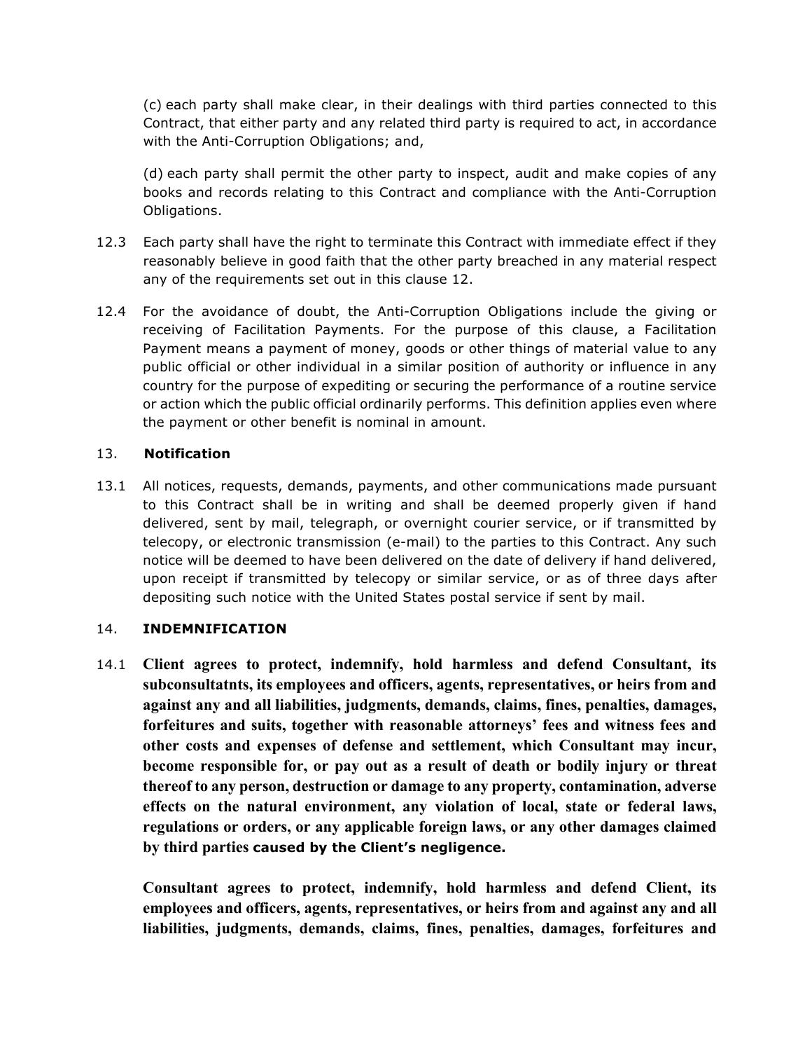(c) each party shall make clear, in their dealings with third parties connected to this Contract, that either party and any related third party is required to act, in accordance with the Anti-Corruption Obligations; and,

(d) each party shall permit the other party to inspect, audit and make copies of any books and records relating to this Contract and compliance with the Anti-Corruption Obligations.

12.3 Each party shall have the right to terminate this Contract with immediate effect if they reasonably believe in good faith that the other party breached in any material respect any of the requirements set out in this clause 12.

12.4 For the avoidance of doubt, the Anti-Corruption Obligations include the giving or receiving of Facilitation Payments. For the purpose of this clause, a Facilitation Payment means a payment of money, goods or other things of material value to any public official or other individual in a similar position of authority or influence in any country for the purpose of expediting or securing the performance of a routine service or action which the public official ordinarily performs. This definition applies even where the payment or other benefit is nominal in amount.

## 13. **Notification**

13.1 All notices, requests, demands, payments, and other communications made pursuant to this Contract shall be in writing and shall be deemed properly given if hand delivered, sent by mail, telegraph, or overnight courier service, or if transmitted by telecopy, or electronic transmission (e-mail) to the parties to this Contract. Any such notice will be deemed to have been delivered on the date of delivery if hand delivered, upon receipt if transmitted by telecopy or similar service, or as of three days after depositing such notice with the United States postal service if sent by mail.

## 14. **INDEMNIFICATION**

14.1 **Client agrees to protect, indemnify, hold harmless and defend Consultant, its subconsultatnts, its employees and officers, agents, representatives, or heirs from and against any and all liabilities, judgments, demands, claims, fines, penalties, damages, forfeitures and suits, together with reasonable attorneys' fees and witness fees and other costs and expenses of defense and settlement, which Consultant may incur, become responsible for, or pay out as a result of death or bodily injury or threat thereof to any person, destruction or damage to any property, contamination, adverse effects on the natural environment, any violation of local, state or federal laws, regulations or orders, or any applicable foreign laws, or any other damages claimed by third parties caused by the Client's negligence.**

**Consultant agrees to protect, indemnify, hold harmless and defend Client, its employees and officers, agents, representatives, or heirs from and against any and all liabilities, judgments, demands, claims, fines, penalties, damages, forfeitures and**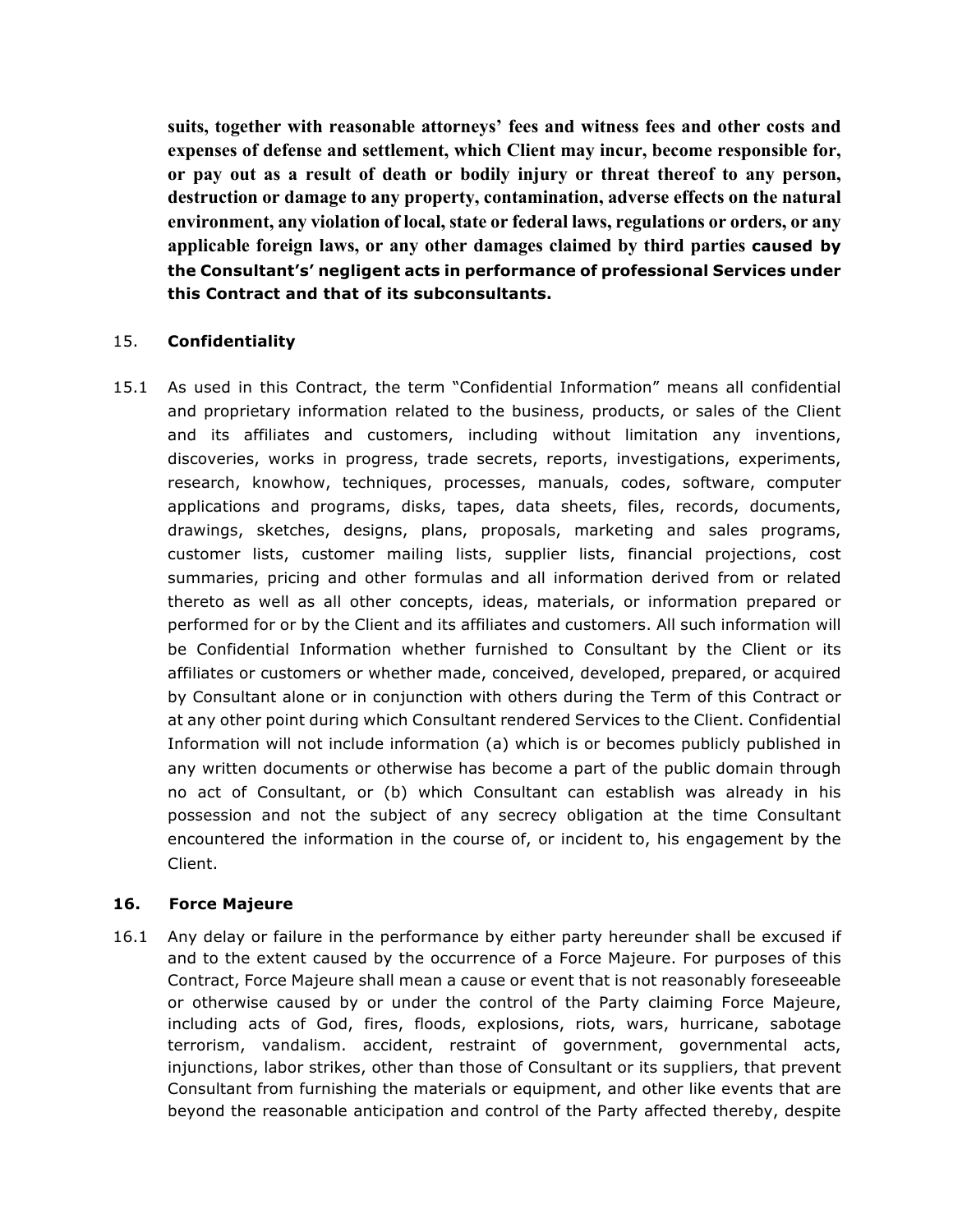**suits, together with reasonable attorneys' fees and witness fees and other costs and expenses of defense and settlement, which Client may incur, become responsible for, or pay out as a result of death or bodily injury or threat thereof to any person, destruction or damage to any property, contamination, adverse effects on the natural environment, any violation of local, state or federal laws, regulations or orders, or any applicable foreign laws, or any other damages claimed by third parties caused by the Consultant's' negligent acts in performance of professional Services under this Contract and that of its subconsultants.**

15. **Confidentiality**

15.1 As used in this Contract, the term "Confidential Information" means all confidential and proprietary information related to the business, products, or sales of the Client and its affiliates and customers, including without limitation any inventions, discoveries, works in progress, trade secrets, reports, investigations, experiments, research, knowhow, techniques, processes, manuals, codes, software, computer applications and programs, disks, tapes, data sheets, files, records, documents, drawings, sketches, designs, plans, proposals, marketing and sales programs, customer lists, customer mailing lists, supplier lists, financial projections, cost summaries, pricing and other formulas and all information derived from or related thereto as well as all other concepts, ideas, materials, or information prepared or performed for or by the Client and its affiliates and customers. All such information will be Confidential Information whether furnished to Consultant by the Client or its affiliates or customers or whether made, conceived, developed, prepared, or acquired by Consultant alone or in conjunction with others during the Term of this Contract or at any other point during which Consultant rendered Services to the Client. Confidential Information will not include information (a) which is or becomes publicly published in any written documents or otherwise has become a part of the public domain through no act of Consultant, or (b) which Consultant can establish was already in his possession and not the subject of any secrecy obligation at the time Consultant encountered the information in the course of, or incident to, his engagement by the Client.

**16. Force Majeure**

16.1 Any delay or failure in the performance by either party hereunder shall be excused if and to the extent caused by the occurrence of a Force Majeure. For purposes of this Contract, Force Majeure shall mean a cause or event that is not reasonably foreseeable or otherwise caused by or under the control of the Party claiming Force Majeure, including acts of God, fires, floods, explosions, riots, wars, hurricane, sabotage terrorism, vandalism. accident, restraint of government, governmental acts, injunctions, labor strikes, other than those of Consultant or its suppliers, that prevent Consultant from furnishing the materials or equipment, and other like events that are beyond the reasonable anticipation and control of the Party affected thereby, despite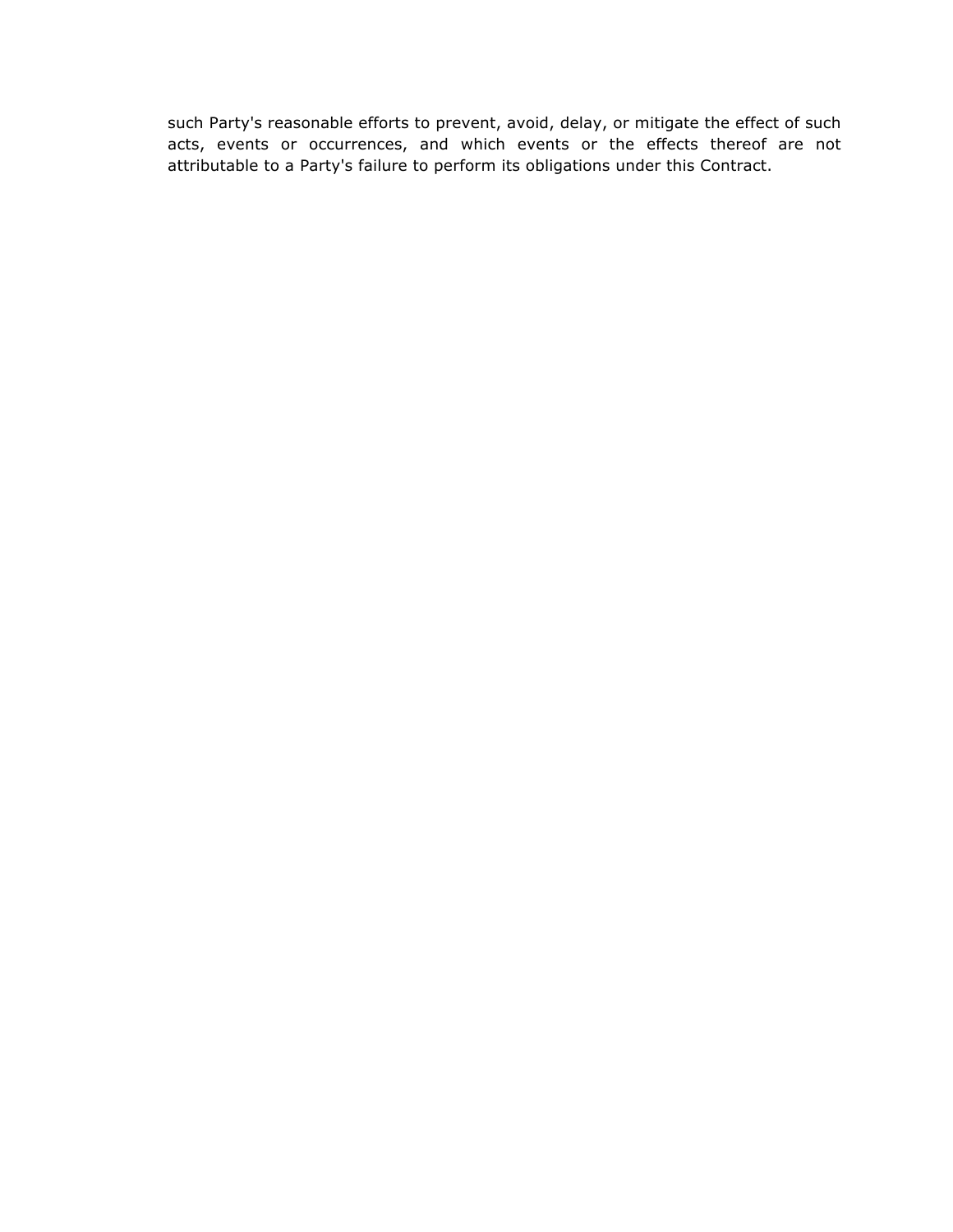such Party's reasonable efforts to prevent, avoid, delay, or mitigate the effect of such acts, events or occurrences, and which events or the effects thereof are not attributable to a Party's failure to perform its obligations under this Contract.